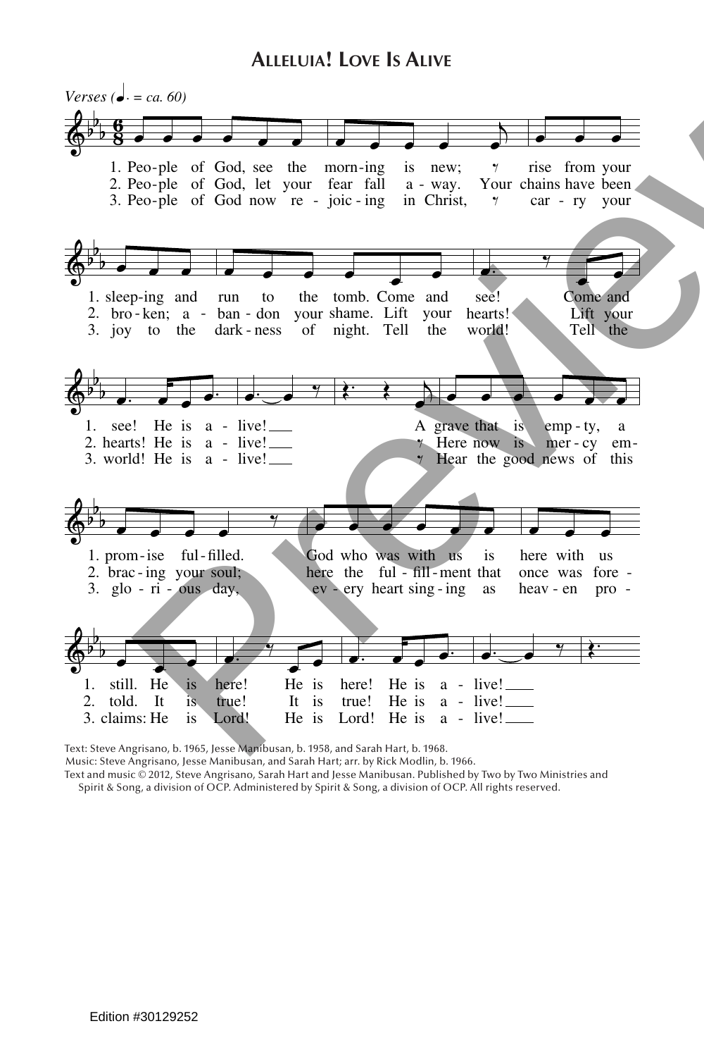# Alleluia! Love Is Alive

*Verses (♩. = ca. 60)*

1. People of God, see the morning is new; rise from your sleeping and run to the tomb. Come and see! Come and see! He is alive! A grave that is empty, a promise fulfilled. God who was with us is here with us still. He is here! He is here! He is alive!

2. People of God, let your fear fall away. Your chains have been broken; abandon your shame. Lift your hearts! Lift your hearts! He is alive! Here now is mercy embracing your soul; here the fulfillment that once was foretold. It is true! It is true! He is alive!

3. People of God now rejoicing in Christ, carry your joy to the darkness of night. Tell the world! Tell the world! He is alive! Hear the good news of this glorious day, every heart singing as heaven proclaims: He is Lord! He is Lord! He is alive!

Text: Steve Angrisano, b. 1965, Jesse Manibusan, b. 1958, and Sarah Hart, b. 1968.
Music: Steve Angrisano, Jesse Manibusan, and Sarah Hart; arr. by Rick Modlin, b. 1966.
Text and music © 2012, Steve Angrisano, Sarah Hart and Jesse Manibusan. Published by Two by Two Ministries and Spirit & Song, a division of OCP. Administered by Spirit & Song, a division of OCP. All rights reserved.

Edition #30129252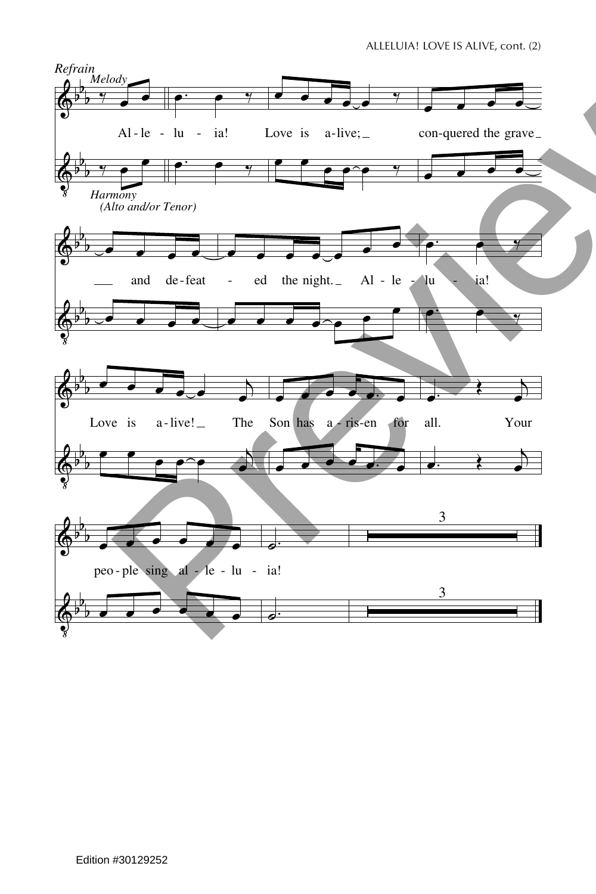*Refrain*

*Melody*

Al - le - lu - ia! Love is a-live; conquered the grave and de-feat - ed the night. Al - le - lu - ia! Love is a-live! The Son has a - ris-en for all. Your peo-ple sing al - le - lu - ia!

*Harmony (Alto and/or Tenor)*

Edition #30129252